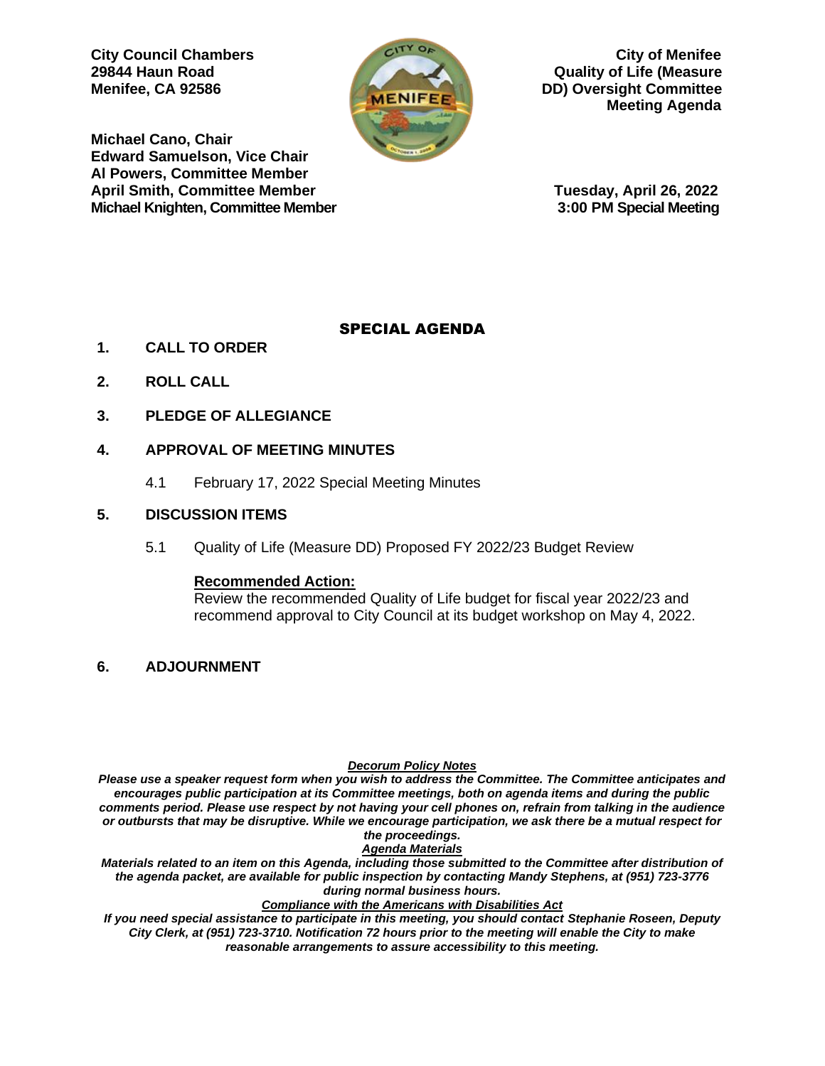**City Council Chambers**
**29844 Haun Road**
**Menifee, CA 92586**

**City of Menifee**
**Quality of Life (Measure DD) Oversight Committee**
**Meeting Agenda**

**Michael Cano, Chair**
**Edward Samuelson, Vice Chair**
**Al Powers, Committee Member**
**April Smith, Committee Member**
**Michael Knighten, Committee Member**

**Tuesday, April 26, 2022**
**3:00 PM Special Meeting**

## SPECIAL AGENDA

**1. CALL TO ORDER**

**2. ROLL CALL**

**3. PLEDGE OF ALLEGIANCE**

**4. APPROVAL OF MEETING MINUTES**

4.1 February 17, 2022 Special Meeting Minutes

**5. DISCUSSION ITEMS**

5.1 Quality of Life (Measure DD) Proposed FY 2022/23 Budget Review

**Recommended Action:**
Review the recommended Quality of Life budget for fiscal year 2022/23 and recommend approval to City Council at its budget workshop on May 4, 2022.

**6. ADJOURNMENT**

***Decorum Policy Notes***
***Please use a speaker request form when you wish to address the Committee. The Committee anticipates and encourages public participation at its Committee meetings, both on agenda items and during the public comments period. Please use respect by not having your cell phones on, refrain from talking in the audience or outbursts that may be disruptive. While we encourage participation, we ask there be a mutual respect for the proceedings.***

***Agenda Materials***
***Materials related to an item on this Agenda, including those submitted to the Committee after distribution of the agenda packet, are available for public inspection by contacting Mandy Stephens, at (951) 723-3776 during normal business hours.***

***Compliance with the Americans with Disabilities Act***
***If you need special assistance to participate in this meeting, you should contact Stephanie Roseen, Deputy City Clerk, at (951) 723-3710. Notification 72 hours prior to the meeting will enable the City to make reasonable arrangements to assure accessibility to this meeting.***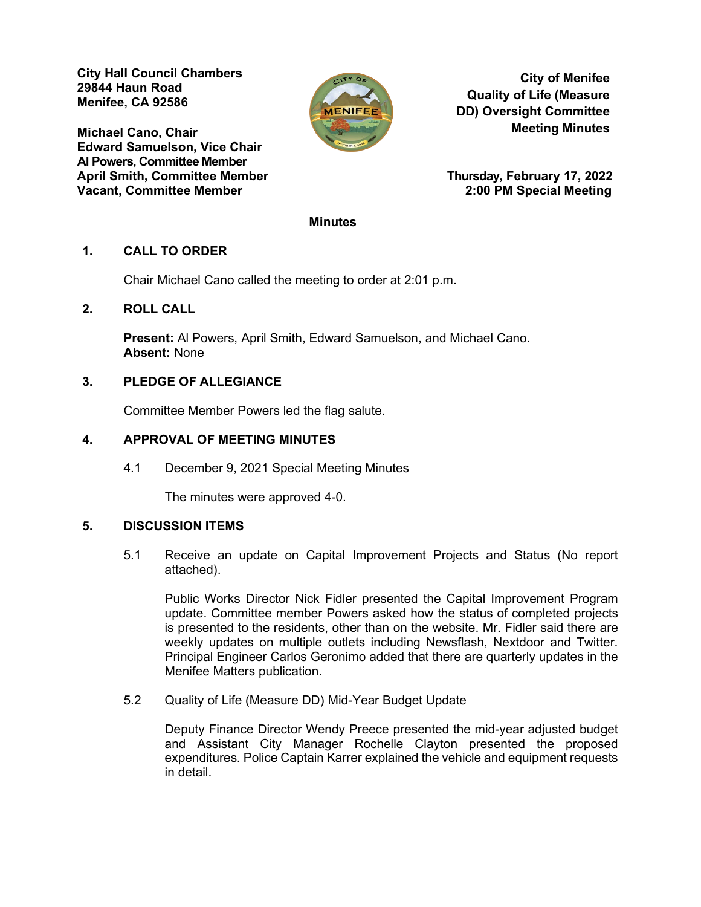City Hall Council Chambers
29844 Haun Road
Menifee, CA 92586

Michael Cano, Chair
Edward Samuelson, Vice Chair
Al Powers, Committee Member
April Smith, Committee Member
Vacant, Committee Member

**City of Menifee**
**Quality of Life (Measure DD) Oversight Committee**
**Meeting Minutes**

**Thursday, February 17, 2022**
**2:00 PM Special Meeting**

## Minutes

## 1. CALL TO ORDER

Chair Michael Cano called the meeting to order at 2:01 p.m.

## 2. ROLL CALL

**Present:** Al Powers, April Smith, Edward Samuelson, and Michael Cano.
**Absent:** None

## 3. PLEDGE OF ALLEGIANCE

Committee Member Powers led the flag salute.

## 4. APPROVAL OF MEETING MINUTES

4.1 December 9, 2021 Special Meeting Minutes

The minutes were approved 4-0.

## 5. DISCUSSION ITEMS

5.1 Receive an update on Capital Improvement Projects and Status (No report attached).

Public Works Director Nick Fidler presented the Capital Improvement Program update. Committee member Powers asked how the status of completed projects is presented to the residents, other than on the website. Mr. Fidler said there are weekly updates on multiple outlets including Newsflash, Nextdoor and Twitter. Principal Engineer Carlos Geronimo added that there are quarterly updates in the Menifee Matters publication.

5.2 Quality of Life (Measure DD) Mid-Year Budget Update

Deputy Finance Director Wendy Preece presented the mid-year adjusted budget and Assistant City Manager Rochelle Clayton presented the proposed expenditures. Police Captain Karrer explained the vehicle and equipment requests in detail.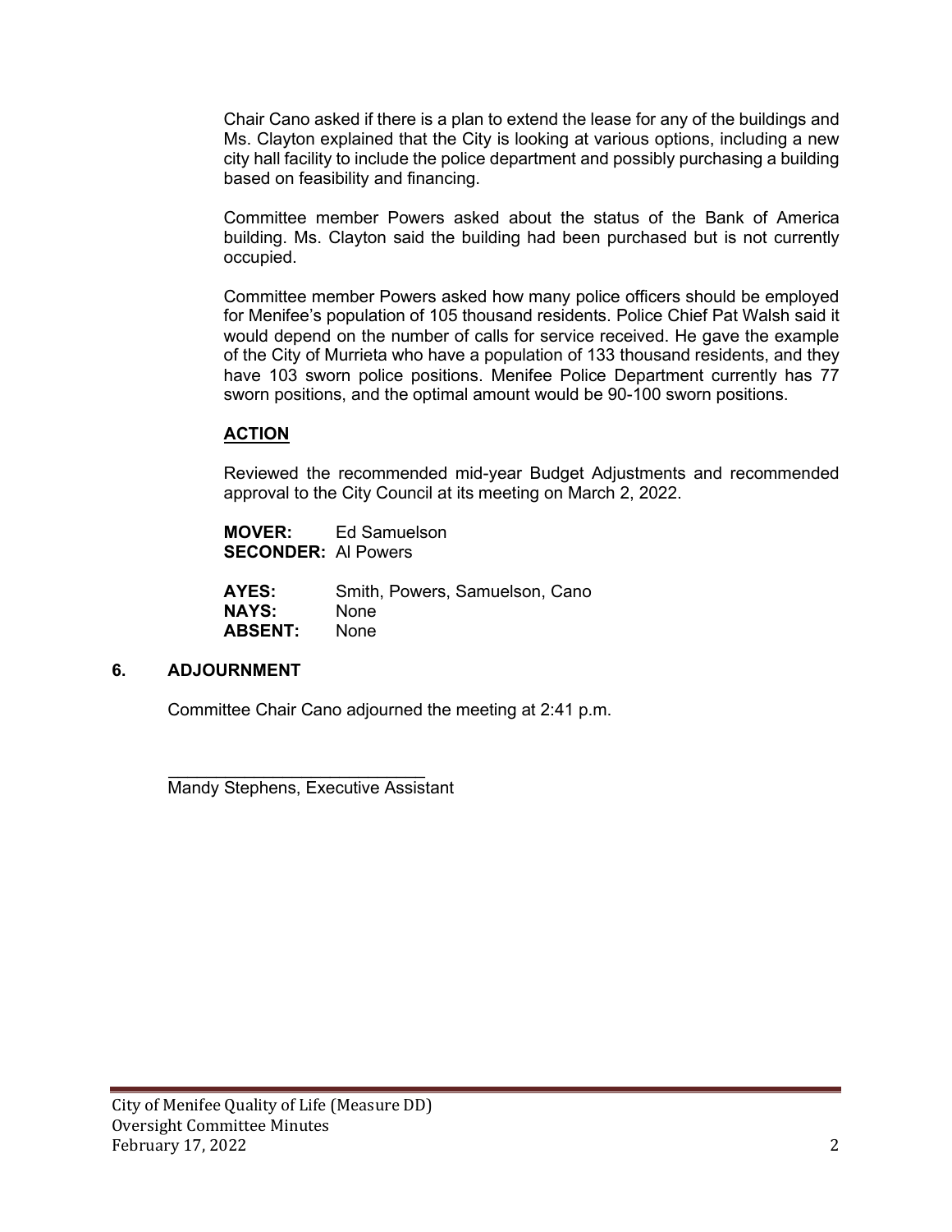Chair Cano asked if there is a plan to extend the lease for any of the buildings and Ms. Clayton explained that the City is looking at various options, including a new city hall facility to include the police department and possibly purchasing a building based on feasibility and financing.

Committee member Powers asked about the status of the Bank of America building. Ms. Clayton said the building had been purchased but is not currently occupied.

Committee member Powers asked how many police officers should be employed for Menifee's population of 105 thousand residents. Police Chief Pat Walsh said it would depend on the number of calls for service received. He gave the example of the City of Murrieta who have a population of 133 thousand residents, and they have 103 sworn police positions. Menifee Police Department currently has 77 sworn positions, and the optimal amount would be 90-100 sworn positions.

**ACTION**

Reviewed the recommended mid-year Budget Adjustments and recommended approval to the City Council at its meeting on March 2, 2022.

**MOVER:** Ed Samuelson
**SECONDER:** Al Powers

**AYES:** Smith, Powers, Samuelson, Cano
**NAYS:** None
**ABSENT:** None

## 6. ADJOURNMENT

Committee Chair Cano adjourned the meeting at 2:41 p.m.

\_\_\_\_\_\_\_\_\_\_\_\_\_\_\_\_\_\_\_\_\_\_\_\_\_\_\_\_
Mandy Stephens, Executive Assistant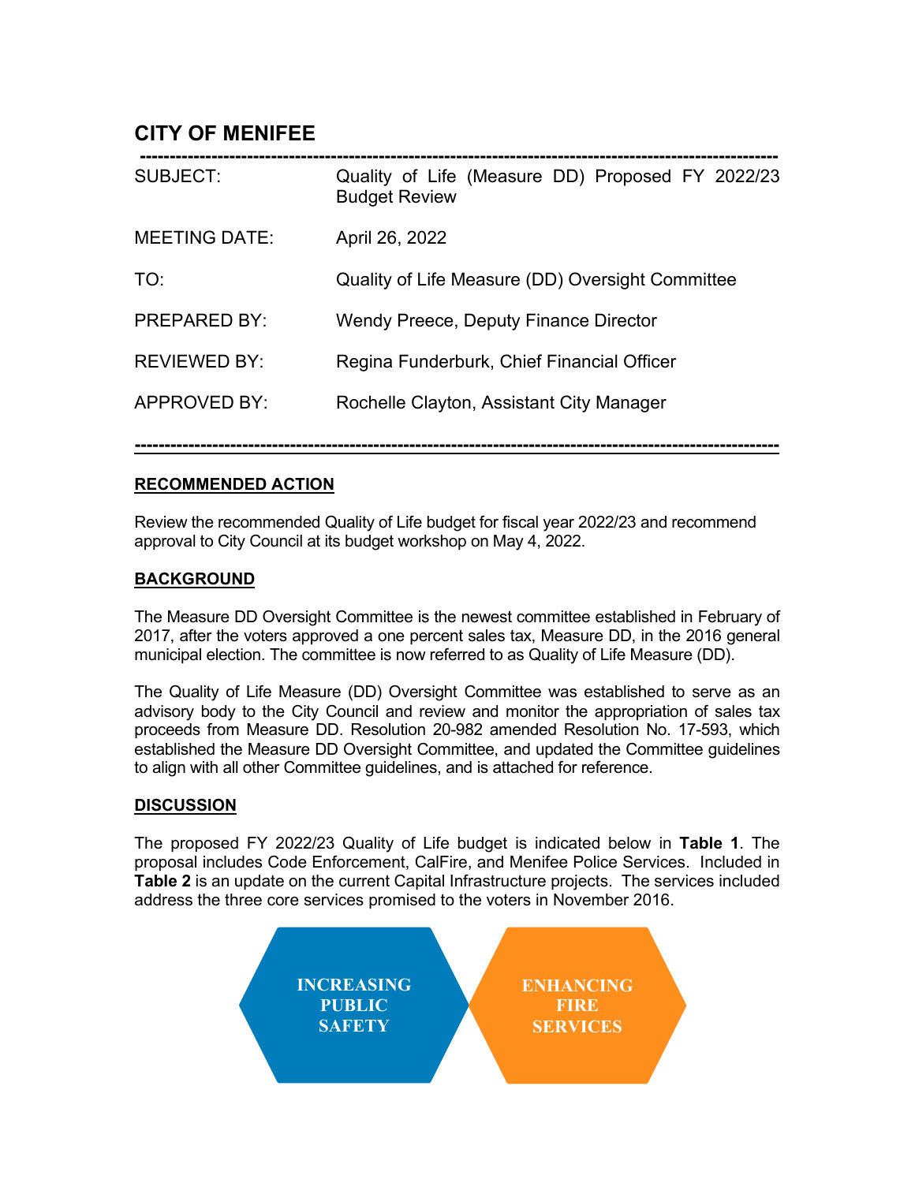# CITY OF MENIFEE

| | |
|---|---|
| SUBJECT: | Quality of Life (Measure DD) Proposed FY 2022/23 Budget Review |
| MEETING DATE: | April 26, 2022 |
| TO: | Quality of Life Measure (DD) Oversight Committee |
| PREPARED BY: | Wendy Preece, Deputy Finance Director |
| REVIEWED BY: | Regina Funderburk, Chief Financial Officer |
| APPROVED BY: | Rochelle Clayton, Assistant City Manager |

## RECOMMENDED ACTION

Review the recommended Quality of Life budget for fiscal year 2022/23 and recommend approval to City Council at its budget workshop on May 4, 2022.

## BACKGROUND

The Measure DD Oversight Committee is the newest committee established in February of 2017, after the voters approved a one percent sales tax, Measure DD, in the 2016 general municipal election. The committee is now referred to as Quality of Life Measure (DD).

The Quality of Life Measure (DD) Oversight Committee was established to serve as an advisory body to the City Council and review and monitor the appropriation of sales tax proceeds from Measure DD. Resolution 20-982 amended Resolution No. 17-593, which established the Measure DD Oversight Committee, and updated the Committee guidelines to align with all other Committee guidelines, and is attached for reference.

## DISCUSSION

The proposed FY 2022/23 Quality of Life budget is indicated below in **Table 1**. The proposal includes Code Enforcement, CalFire, and Menifee Police Services. Included in **Table 2** is an update on the current Capital Infrastructure projects. The services included address the three core services promised to the voters in November 2016.

**INCREASING PUBLIC SAFETY**

**ENHANCING FIRE SERVICES**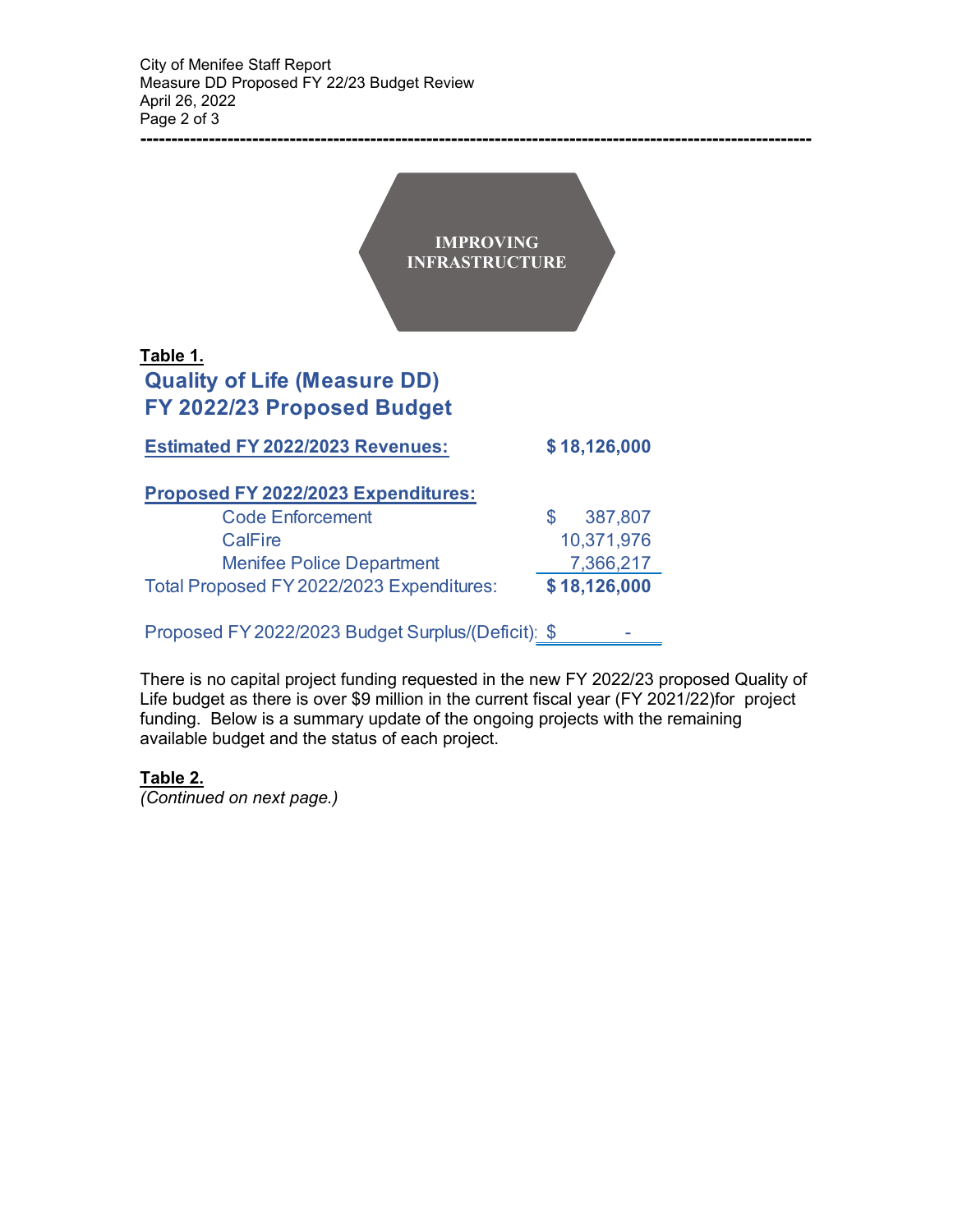**IMPROVING INFRASTRUCTURE**

**Table 1.**

## Quality of Life (Measure DD)
## FY 2022/23 Proposed Budget

| | |
|---|---|
| **Estimated FY 2022/2023 Revenues:** | **$ 18,126,000** |
| **Proposed FY 2022/2023 Expenditures:** | |
| Code Enforcement | $ 387,807 |
| CalFire | 10,371,976 |
| Menifee Police Department | 7,366,217 |
| Total Proposed FY 2022/2023 Expenditures: | **$ 18,126,000** |
| Proposed FY 2022/2023 Budget Surplus/(Deficit): | $ - |

There is no capital project funding requested in the new FY 2022/23 proposed Quality of Life budget as there is over $9 million in the current fiscal year (FY 2021/22)for project funding. Below is a summary update of the ongoing projects with the remaining available budget and the status of each project.

**Table 2.**

*(Continued on next page.)*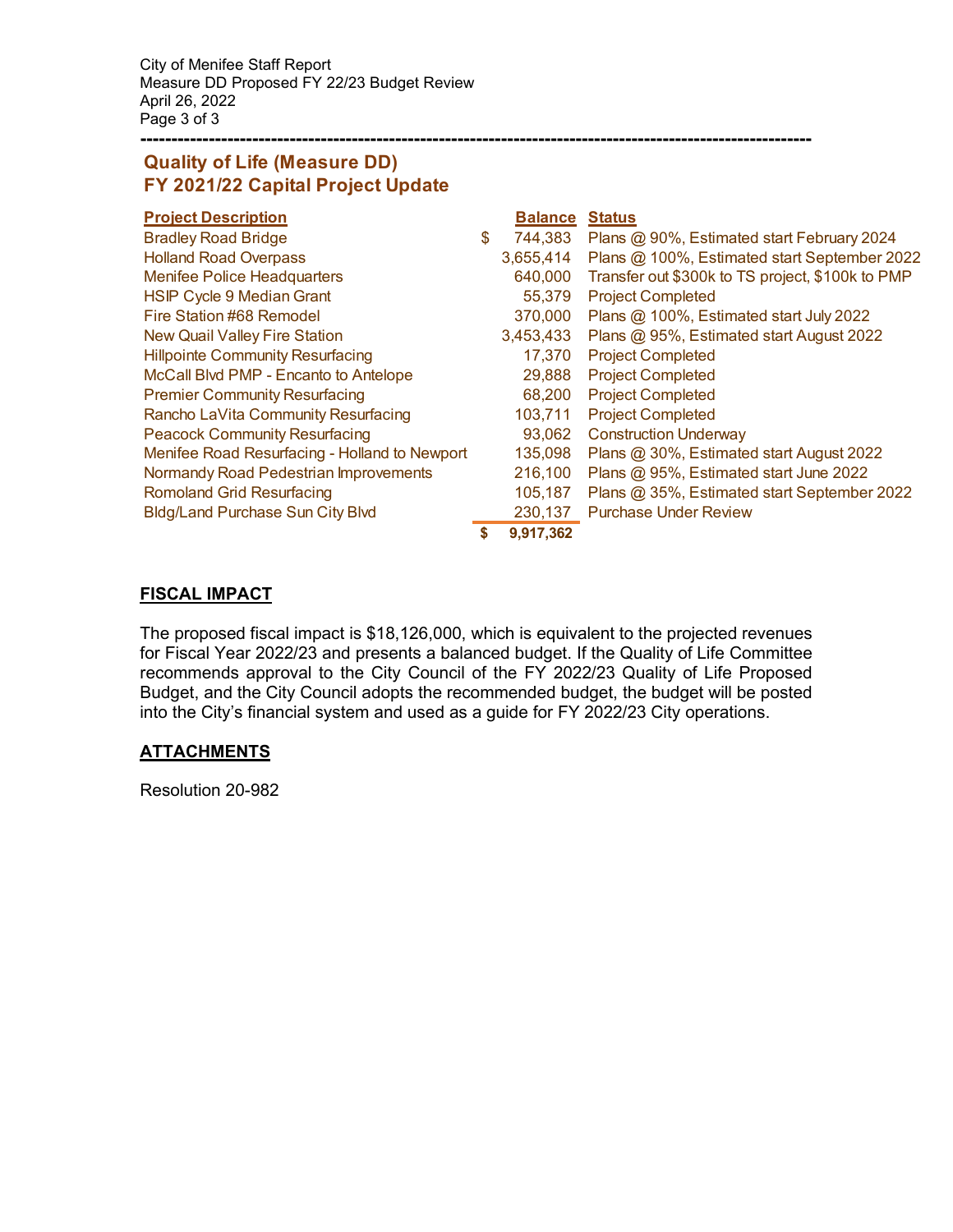## Quality of Life (Measure DD)
## FY 2021/22 Capital Project Update

| Project Description | Balance | Status |
|---|---|---|
| Bradley Road Bridge | $ 744,383 | Plans @ 90%, Estimated start February 2024 |
| Holland Road Overpass | 3,655,414 | Plans @ 100%, Estimated start September 2022 |
| Menifee Police Headquarters | 640,000 | Transfer out $300k to TS project, $100k to PMP |
| HSIP Cycle 9 Median Grant | 55,379 | Project Completed |
| Fire Station #68 Remodel | 370,000 | Plans @ 100%, Estimated start July 2022 |
| New Quail Valley Fire Station | 3,453,433 | Plans @ 95%, Estimated start August 2022 |
| Hillpointe Community Resurfacing | 17,370 | Project Completed |
| McCall Blvd PMP - Encanto to Antelope | 29,888 | Project Completed |
| Premier Community Resurfacing | 68,200 | Project Completed |
| Rancho LaVita Community Resurfacing | 103,711 | Project Completed |
| Peacock Community Resurfacing | 93,062 | Construction Underway |
| Menifee Road Resurfacing - Holland to Newport | 135,098 | Plans @ 30%, Estimated start August 2022 |
| Normandy Road Pedestrian Improvements | 216,100 | Plans @ 95%, Estimated start June 2022 |
| Romoland Grid Resurfacing | 105,187 | Plans @ 35%, Estimated start September 2022 |
| Bldg/Land Purchase Sun City Blvd | 230,137 | Purchase Under Review |
| | **$ 9,917,362** | |

## FISCAL IMPACT

The proposed fiscal impact is $18,126,000, which is equivalent to the projected revenues for Fiscal Year 2022/23 and presents a balanced budget. If the Quality of Life Committee recommends approval to the City Council of the FY 2022/23 Quality of Life Proposed Budget, and the City Council adopts the recommended budget, the budget will be posted into the City's financial system and used as a guide for FY 2022/23 City operations.

## ATTACHMENTS

Resolution 20-982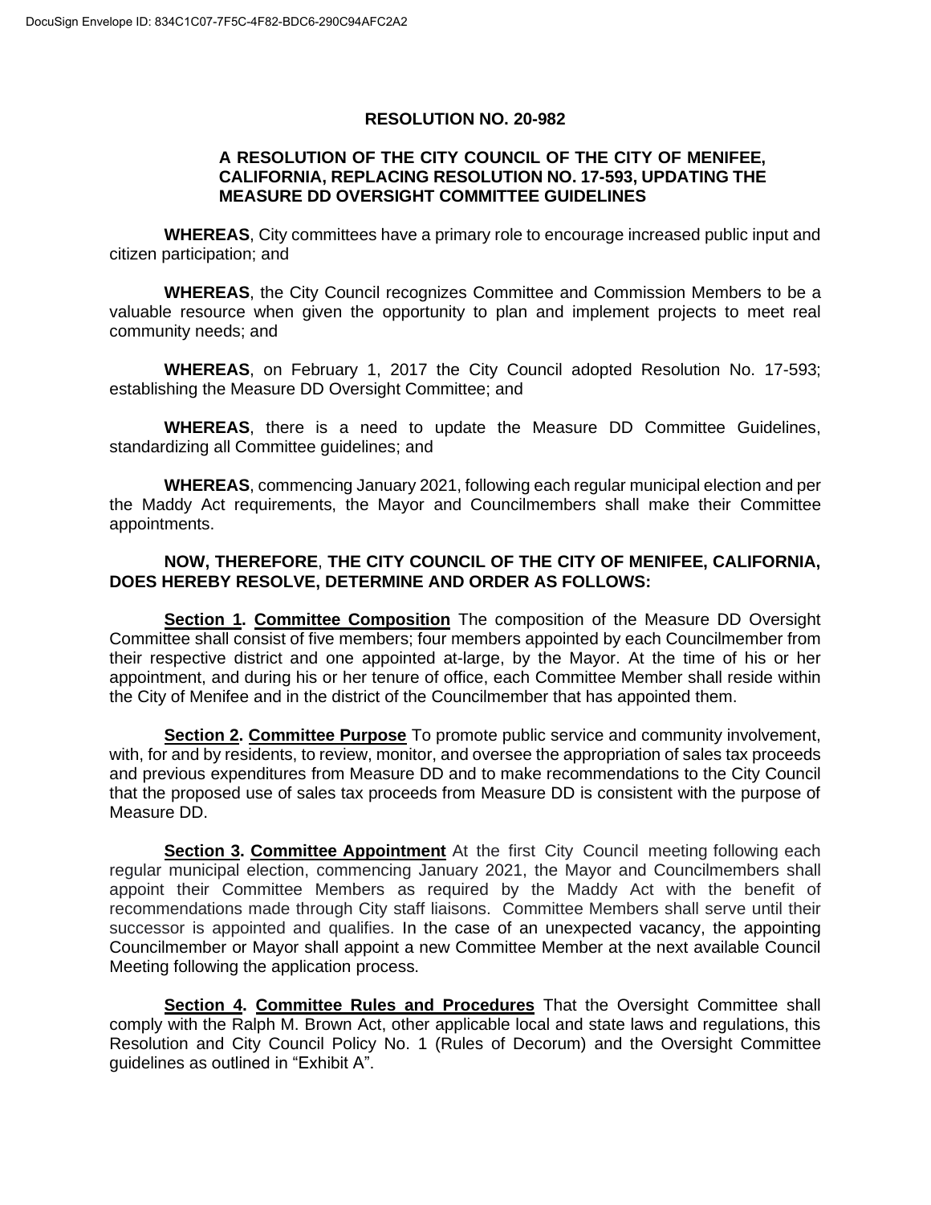DocuSign Envelope ID: 834C1C07-7F5C-4F82-BDC6-290C94AFC2A2

**RESOLUTION NO. 20-982**

**A RESOLUTION OF THE CITY COUNCIL OF THE CITY OF MENIFEE, CALIFORNIA, REPLACING RESOLUTION NO. 17-593, UPDATING THE MEASURE DD OVERSIGHT COMMITTEE GUIDELINES**

**WHEREAS**, City committees have a primary role to encourage increased public input and citizen participation; and

**WHEREAS**, the City Council recognizes Committee and Commission Members to be a valuable resource when given the opportunity to plan and implement projects to meet real community needs; and

**WHEREAS**, on February 1, 2017 the City Council adopted Resolution No. 17-593; establishing the Measure DD Oversight Committee; and

**WHEREAS**, there is a need to update the Measure DD Committee Guidelines, standardizing all Committee guidelines; and

**WHEREAS**, commencing January 2021, following each regular municipal election and per the Maddy Act requirements, the Mayor and Councilmembers shall make their Committee appointments.

**NOW, THEREFORE**, **THE CITY COUNCIL OF THE CITY OF MENIFEE, CALIFORNIA, DOES HEREBY RESOLVE, DETERMINE AND ORDER AS FOLLOWS:**

**Section 1. Committee Composition** The composition of the Measure DD Oversight Committee shall consist of five members; four members appointed by each Councilmember from their respective district and one appointed at-large, by the Mayor. At the time of his or her appointment, and during his or her tenure of office, each Committee Member shall reside within the City of Menifee and in the district of the Councilmember that has appointed them.

**Section 2. Committee Purpose** To promote public service and community involvement, with, for and by residents, to review, monitor, and oversee the appropriation of sales tax proceeds and previous expenditures from Measure DD and to make recommendations to the City Council that the proposed use of sales tax proceeds from Measure DD is consistent with the purpose of Measure DD.

**Section 3. Committee Appointment** At the first City Council meeting following each regular municipal election, commencing January 2021, the Mayor and Councilmembers shall appoint their Committee Members as required by the Maddy Act with the benefit of recommendations made through City staff liaisons. Committee Members shall serve until their successor is appointed and qualifies. In the case of an unexpected vacancy, the appointing Councilmember or Mayor shall appoint a new Committee Member at the next available Council Meeting following the application process.

**Section 4. Committee Rules and Procedures** That the Oversight Committee shall comply with the Ralph M. Brown Act, other applicable local and state laws and regulations, this Resolution and City Council Policy No. 1 (Rules of Decorum) and the Oversight Committee guidelines as outlined in "Exhibit A".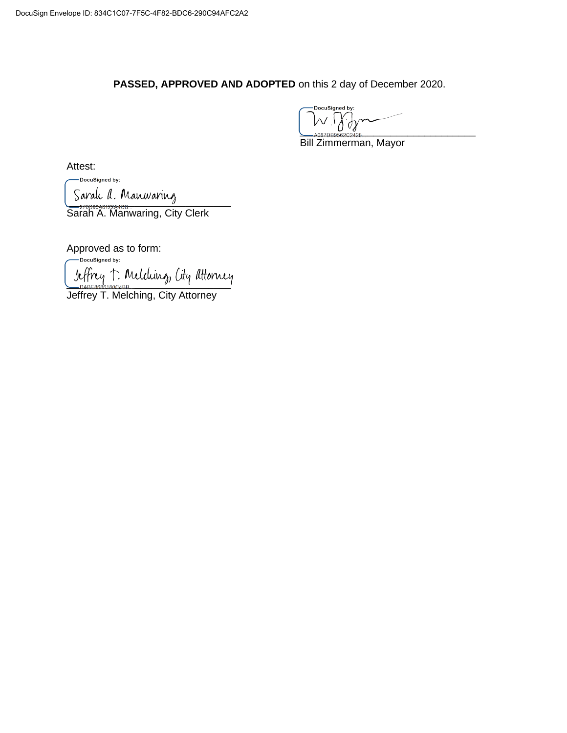DocuSign Envelope ID: 834C1C07-7F5C-4F82-BDC6-290C94AFC2A2

**PASSED, APPROVED AND ADOPTED** on this 2 day of December 2020.

DocuSigned by:
A087DB9562C2428

Bill Zimmerman, Mayor

Attest:

DocuSigned by:
Sarah A. Manwaring
270D9SA0122A4CB

Sarah A. Manwaring, City Clerk

Approved as to form:

DocuSigned by:
Jeffrey T. Melching, City Attorney
DABE8686180C4BB

Jeffrey T. Melching, City Attorney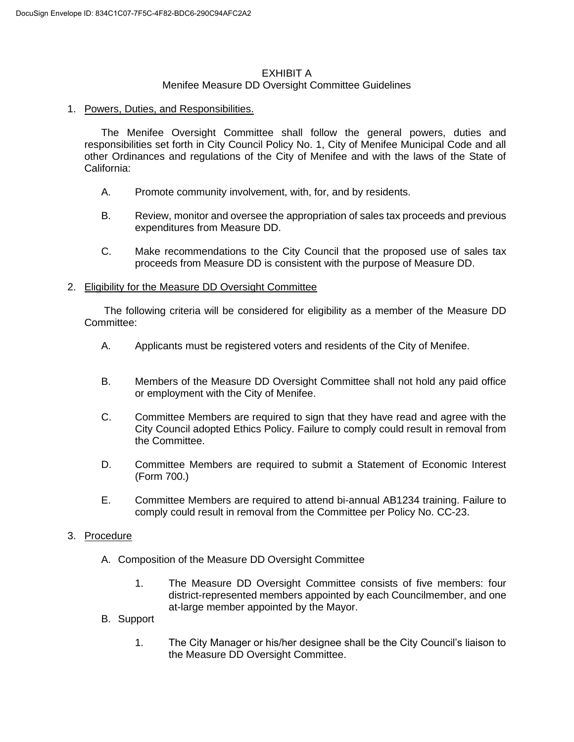# EXHIBIT A

## Menifee Measure DD Oversight Committee Guidelines

1. Powers, Duties, and Responsibilities.

   The Menifee Oversight Committee shall follow the general powers, duties and responsibilities set forth in City Council Policy No. 1, City of Menifee Municipal Code and all other Ordinances and regulations of the City of Menifee and with the laws of the State of California:

   A. Promote community involvement, with, for, and by residents.

   B. Review, monitor and oversee the appropriation of sales tax proceeds and previous expenditures from Measure DD.

   C. Make recommendations to the City Council that the proposed use of sales tax proceeds from Measure DD is consistent with the purpose of Measure DD.

2. Eligibility for the Measure DD Oversight Committee

   The following criteria will be considered for eligibility as a member of the Measure DD Committee:

   A. Applicants must be registered voters and residents of the City of Menifee.

   B. Members of the Measure DD Oversight Committee shall not hold any paid office or employment with the City of Menifee.

   C. Committee Members are required to sign that they have read and agree with the City Council adopted Ethics Policy. Failure to comply could result in removal from the Committee.

   D. Committee Members are required to submit a Statement of Economic Interest (Form 700.)

   E. Committee Members are required to attend bi-annual AB1234 training. Failure to comply could result in removal from the Committee per Policy No. CC-23.

3. Procedure

   A. Composition of the Measure DD Oversight Committee

      1. The Measure DD Oversight Committee consists of five members: four district-represented members appointed by each Councilmember, and one at-large member appointed by the Mayor.

   B. Support

      1. The City Manager or his/her designee shall be the City Council's liaison to the Measure DD Oversight Committee.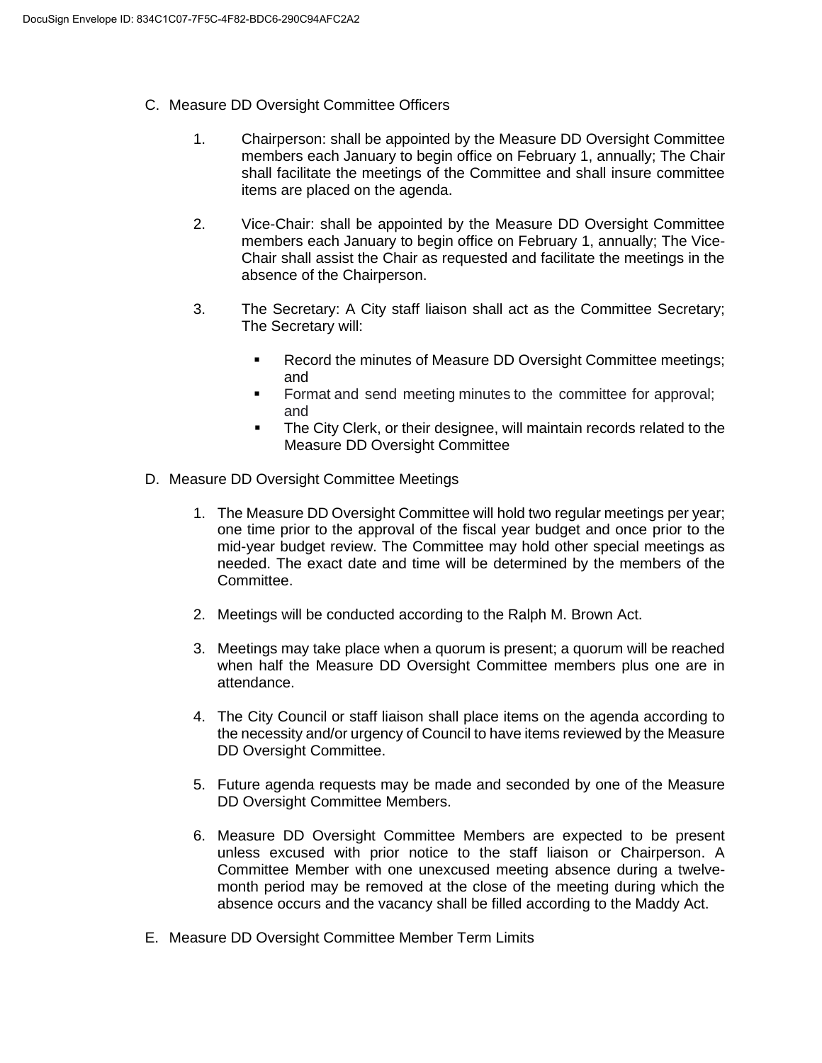C. Measure DD Oversight Committee Officers

1. Chairperson: shall be appointed by the Measure DD Oversight Committee members each January to begin office on February 1, annually; The Chair shall facilitate the meetings of the Committee and shall insure committee items are placed on the agenda.

2. Vice-Chair: shall be appointed by the Measure DD Oversight Committee members each January to begin office on February 1, annually; The Vice-Chair shall assist the Chair as requested and facilitate the meetings in the absence of the Chairperson.

3. The Secretary: A City staff liaison shall act as the Committee Secretary; The Secretary will:

   - Record the minutes of Measure DD Oversight Committee meetings; and
   - Format and send meeting minutes to the committee for approval; and
   - The City Clerk, or their designee, will maintain records related to the Measure DD Oversight Committee

D. Measure DD Oversight Committee Meetings

1. The Measure DD Oversight Committee will hold two regular meetings per year; one time prior to the approval of the fiscal year budget and once prior to the mid-year budget review. The Committee may hold other special meetings as needed. The exact date and time will be determined by the members of the Committee.

2. Meetings will be conducted according to the Ralph M. Brown Act.

3. Meetings may take place when a quorum is present; a quorum will be reached when half the Measure DD Oversight Committee members plus one are in attendance.

4. The City Council or staff liaison shall place items on the agenda according to the necessity and/or urgency of Council to have items reviewed by the Measure DD Oversight Committee.

5. Future agenda requests may be made and seconded by one of the Measure DD Oversight Committee Members.

6. Measure DD Oversight Committee Members are expected to be present unless excused with prior notice to the staff liaison or Chairperson. A Committee Member with one unexcused meeting absence during a twelve-month period may be removed at the close of the meeting during which the absence occurs and the vacancy shall be filled according to the Maddy Act.

E. Measure DD Oversight Committee Member Term Limits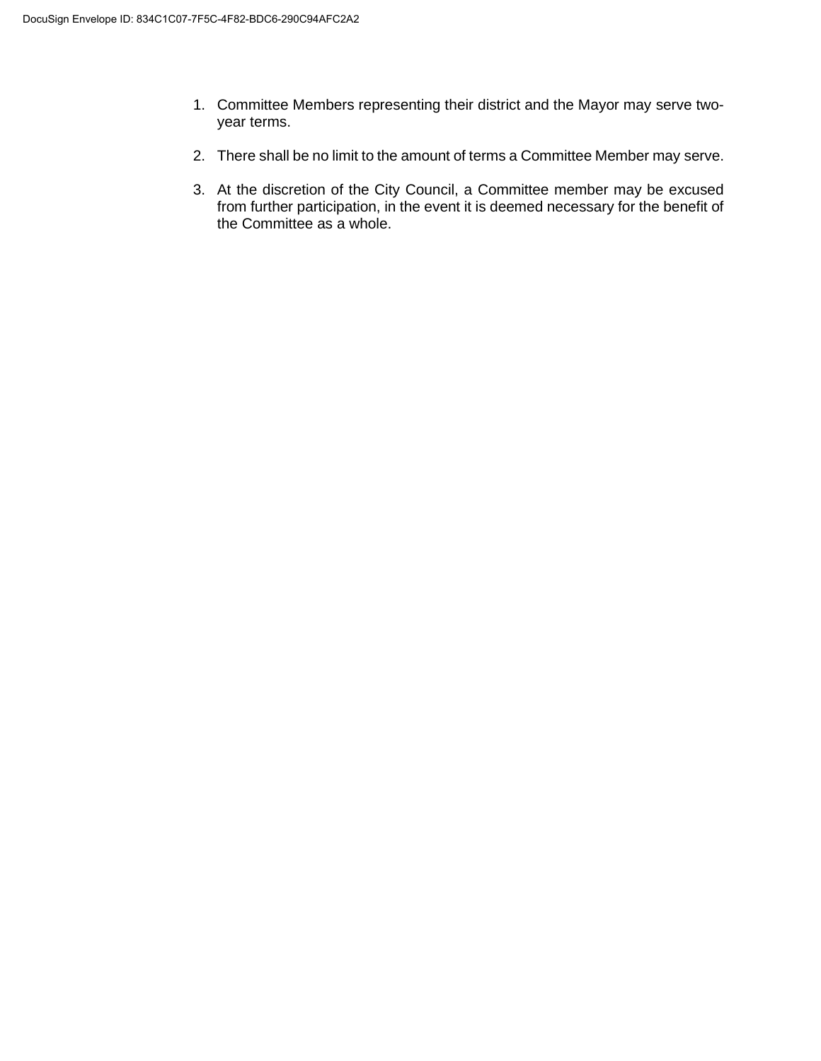1. Committee Members representing their district and the Mayor may serve two-year terms.

2. There shall be no limit to the amount of terms a Committee Member may serve.

3. At the discretion of the City Council, a Committee member may be excused from further participation, in the event it is deemed necessary for the benefit of the Committee as a whole.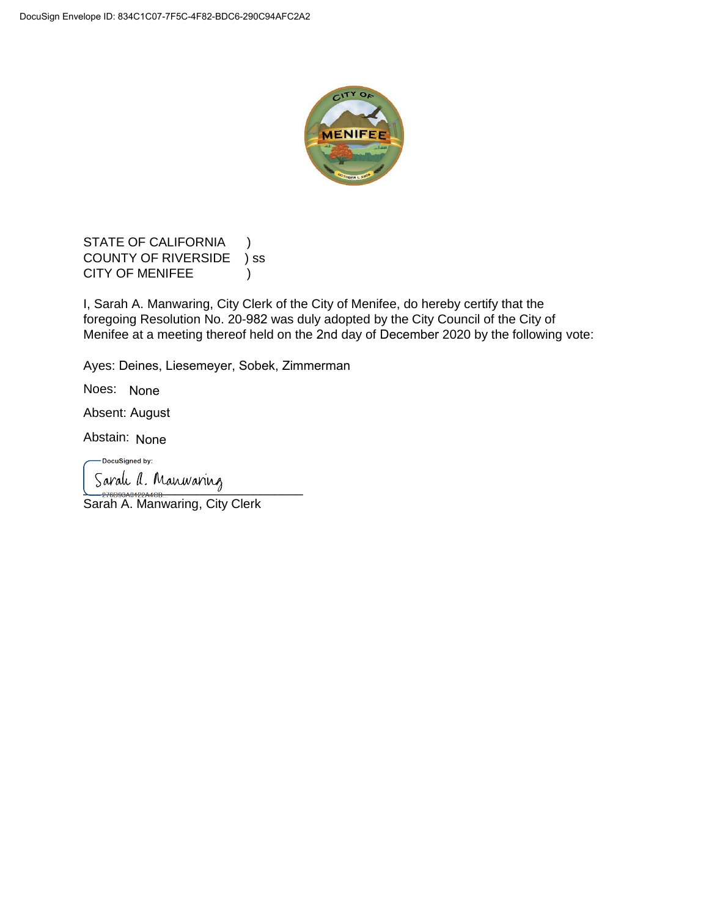DocuSign Envelope ID: 834C1C07-7F5C-4F82-BDC6-290C94AFC2A2

STATE OF CALIFORNIA )
COUNTY OF RIVERSIDE ) ss
CITY OF MENIFEE )

I, Sarah A. Manwaring, City Clerk of the City of Menifee, do hereby certify that the foregoing Resolution No. 20-982 was duly adopted by the City Council of the City of Menifee at a meeting thereof held on the 2nd day of December 2020 by the following vote:

Ayes: Deines, Liesemeyer, Sobek, Zimmerman

Noes: None

Absent: August

Abstain: None

DocuSigned by:
Sarah A. Manwaring
276D93A8122A4CB

Sarah A. Manwaring, City Clerk